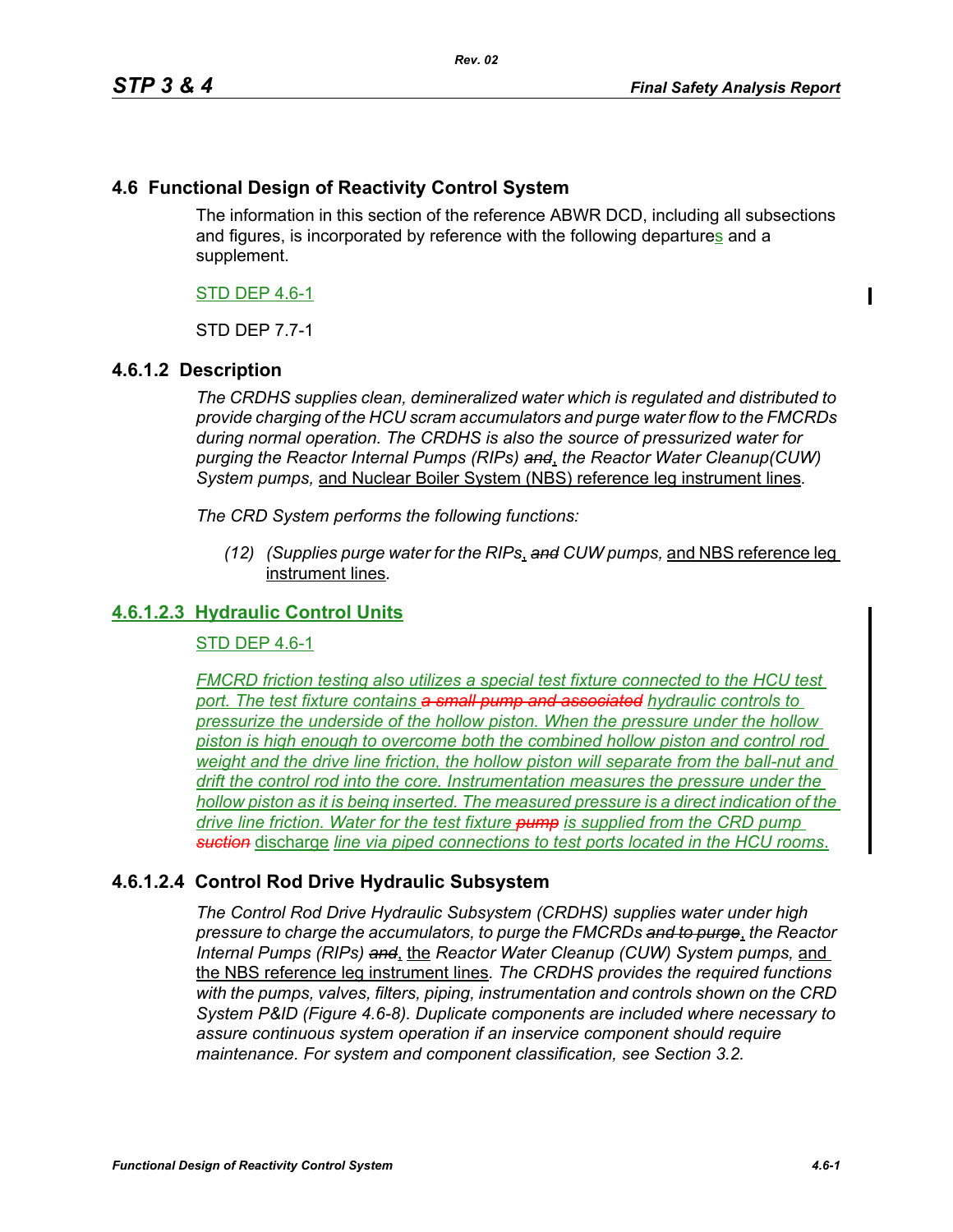## 4.6 Functional Design of Reactivity Control System

The information in this section of the reference ABWR DCD, including all subsections and figures, is incorporated by reference with the following departures and a supplement.

STD DEP 4.6-1

STD DEP 7.7-1

### 4.6.1.2 Description

*The CRDHS supplies clean, demineralized water which is regulated and distributed to provide charging of the HCU scram accumulators and purge water flow to the FMCRDs during normal operation. The CRDHS is also the source of pressurized water for purging the Reactor Internal Pumps (RIPs)* ~~*and*~~, *the Reactor Water Cleanup(CUW) System pumps,* and Nuclear Boiler System (NBS) reference leg instrument lines*.*

*The CRD System performs the following functions:*

*(12) (Supplies purge water for the RIPs*, ~~*and*~~ *CUW pumps,* and NBS reference leg instrument lines*.*

### 4.6.1.2.3 Hydraulic Control Units

STD DEP 4.6-1

*FMCRD friction testing also utilizes a special test fixture connected to the HCU test port. The test fixture contains* ~~*a small pump and associated*~~ *hydraulic controls to pressurize the underside of the hollow piston. When the pressure under the hollow piston is high enough to overcome both the combined hollow piston and control rod weight and the drive line friction, the hollow piston will separate from the ball-nut and drift the control rod into the core. Instrumentation measures the pressure under the hollow piston as it is being inserted. The measured pressure is a direct indication of the drive line friction. Water for the test fixture* ~~*pump*~~ *is supplied from the CRD pump* ~~*suction*~~ discharge *line via piped connections to test ports located in the HCU rooms.*

### 4.6.1.2.4 Control Rod Drive Hydraulic Subsystem

*The Control Rod Drive Hydraulic Subsystem (CRDHS) supplies water under high pressure to charge the accumulators, to purge the FMCRDs* ~~*and to purge*~~, *the Reactor Internal Pumps (RIPs)* ~~*and*~~, the *Reactor Water Cleanup (CUW) System pumps,* and the NBS reference leg instrument lines. *The CRDHS provides the required functions with the pumps, valves, filters, piping, instrumentation and controls shown on the CRD System P&ID (Figure 4.6-8). Duplicate components are included where necessary to assure continuous system operation if an inservice component should require maintenance. For system and component classification, see Section 3.2.*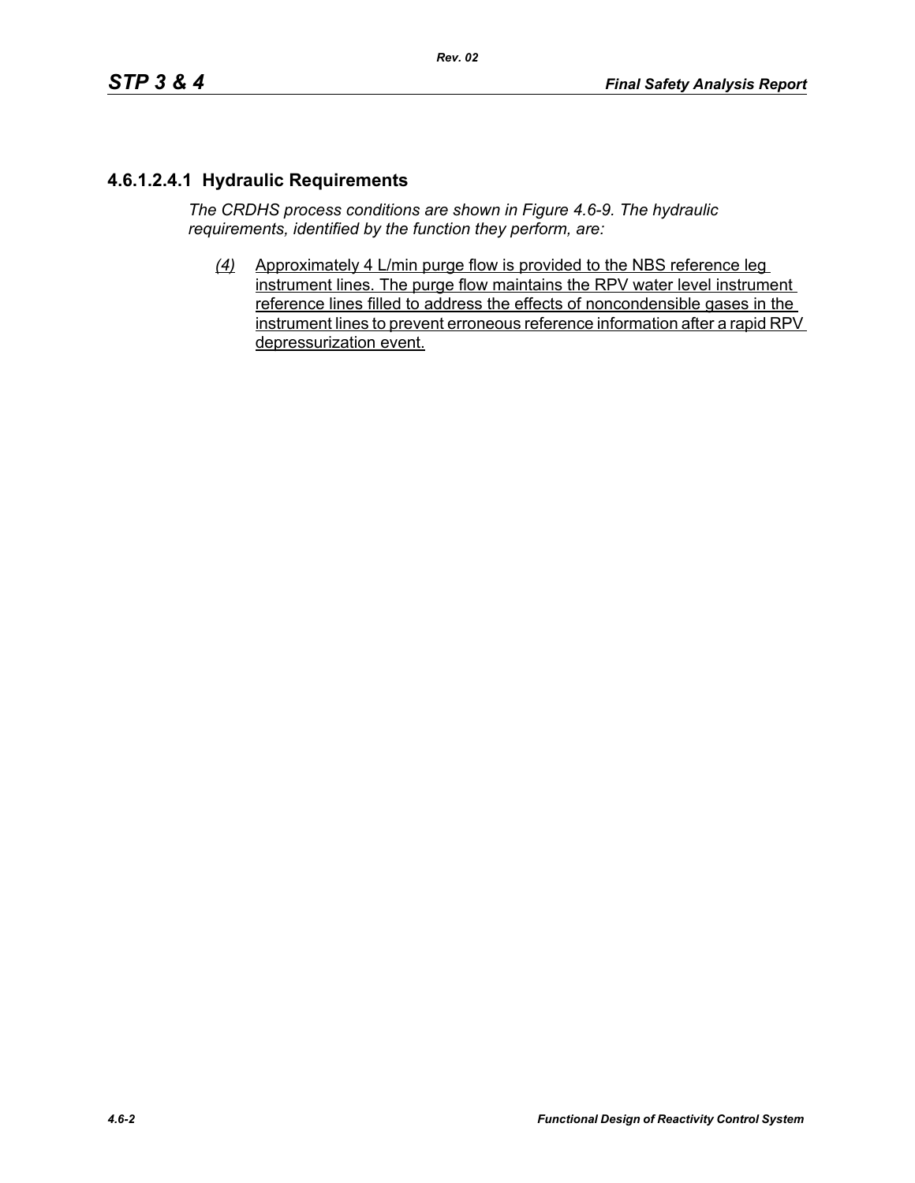#### 4.6.1.2.4.1 Hydraulic Requirements

*The CRDHS process conditions are shown in Figure 4.6-9. The hydraulic requirements, identified by the function they perform, are:*

*(4)* Approximately 4 L/min purge flow is provided to the NBS reference leg instrument lines. The purge flow maintains the RPV water level instrument reference lines filled to address the effects of noncondensible gases in the instrument lines to prevent erroneous reference information after a rapid RPV depressurization event.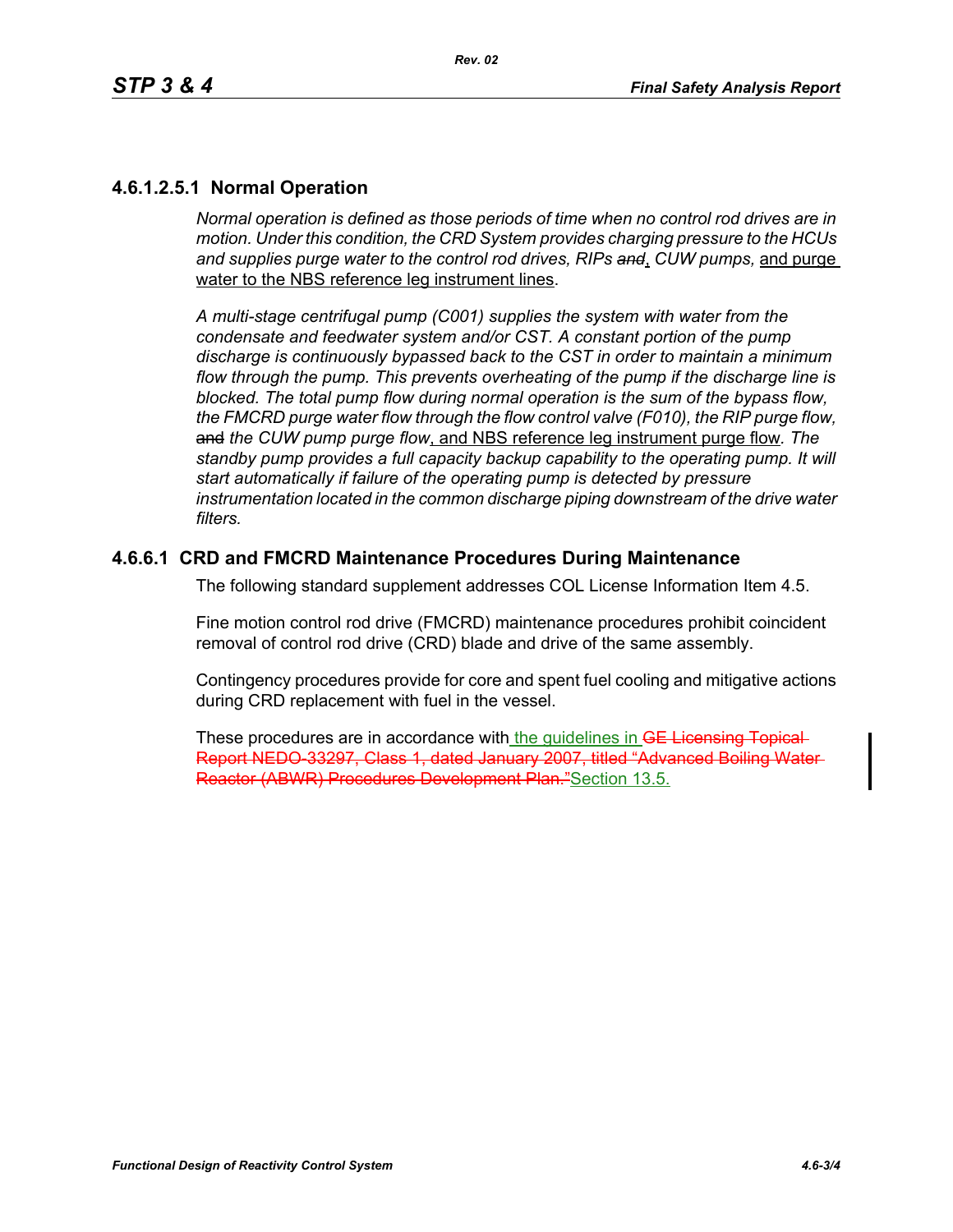### 4.6.1.2.5.1 Normal Operation

*Normal operation is defined as those periods of time when no control rod drives are in motion. Under this condition, the CRD System provides charging pressure to the HCUs and supplies purge water to the control rod drives, RIPs ~~and~~, CUW pumps,* and purge water to the NBS reference leg instrument lines.

*A multi-stage centrifugal pump (C001) supplies the system with water from the condensate and feedwater system and/or CST. A constant portion of the pump discharge is continuously bypassed back to the CST in order to maintain a minimum flow through the pump. This prevents overheating of the pump if the discharge line is blocked. The total pump flow during normal operation is the sum of the bypass flow, the FMCRD purge water flow through the flow control valve (F010), the RIP purge flow,* ~~and~~ *the CUW pump purge flow*, and NBS reference leg instrument purge flow*. The standby pump provides a full capacity backup capability to the operating pump. It will start automatically if failure of the operating pump is detected by pressure instrumentation located in the common discharge piping downstream of the drive water filters.*

### 4.6.6.1 CRD and FMCRD Maintenance Procedures During Maintenance

The following standard supplement addresses COL License Information Item 4.5.

Fine motion control rod drive (FMCRD) maintenance procedures prohibit coincident removal of control rod drive (CRD) blade and drive of the same assembly.

Contingency procedures provide for core and spent fuel cooling and mitigative actions during CRD replacement with fuel in the vessel.

These procedures are in accordance with the guidelines in ~~GE Licensing Topical Report NEDO-33297, Class 1, dated January 2007, titled "Advanced Boiling Water Reactor (ABWR) Procedures Development Plan."~~ Section 13.5.